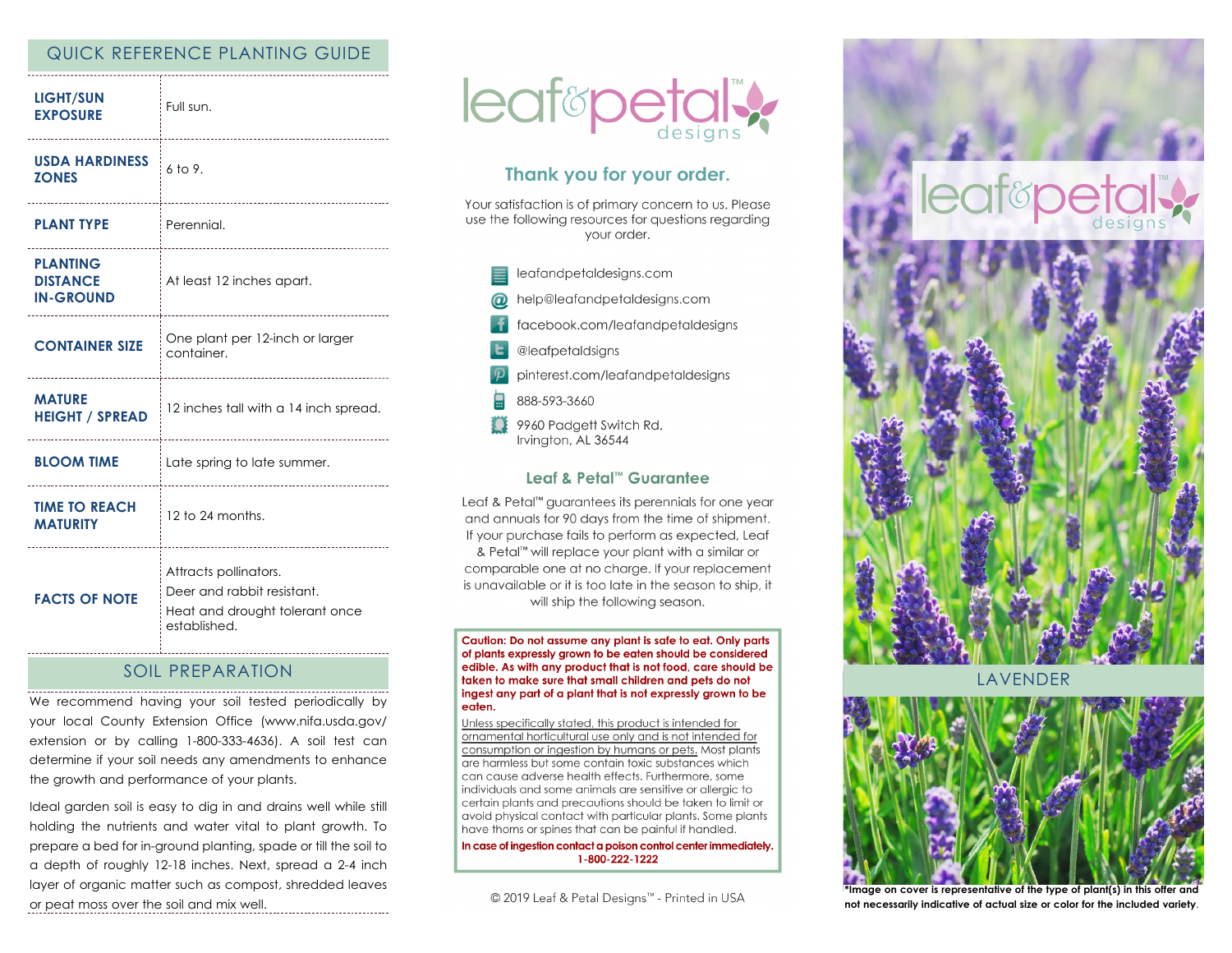## QUICK REFERENCE PLANTING GUIDE

| | |
|---|---|
| **LIGHT/SUN EXPOSURE** | Full sun. |
| **USDA HARDINESS ZONES** | 6 to 9. |
| **PLANT TYPE** | Perennial. |
| **PLANTING DISTANCE IN-GROUND** | At least 12 inches apart. |
| **CONTAINER SIZE** | One plant per 12-inch or larger container. |
| **MATURE HEIGHT / SPREAD** | 12 inches tall with a 14 inch spread. |
| **BLOOM TIME** | Late spring to late summer. |
| **TIME TO REACH MATURITY** | 12 to 24 months. |
| **FACTS OF NOTE** | Attracts pollinators.<br>Deer and rabbit resistant.<br>Heat and drought tolerant once established. |

## SOIL PREPARATION

We recommend having your soil tested periodically by your local County Extension Office (www.nifa.usda.gov/extension or by calling 1-800-333-4636). A soil test can determine if your soil needs any amendments to enhance the growth and performance of your plants.

Ideal garden soil is easy to dig in and drains well while still holding the nutrients and water vital to plant growth. To prepare a bed for in-ground planting, spade or till the soil to a depth of roughly 12-18 inches. Next, spread a 2-4 inch layer of organic matter such as compost, shredded leaves or peat moss over the soil and mix well.

leaf&petal™ designs

## Thank you for your order.

Your satisfaction is of primary concern to us. Please use the following resources for questions regarding your order.

- leafandpetaldesigns.com
- help@leafandpetaldesigns.com
- facebook.com/leafandpetaldesigns
- @leafpetaldsigns
- pinterest.com/leafandpetaldesigns
- 888-593-3660
- 9960 Padgett Switch Rd.
  Irvington, AL 36544

## Leaf & Petal™ Guarantee

Leaf & Petal™ guarantees its perennials for one year and annuals for 90 days from the time of shipment. If your purchase fails to perform as expected, Leaf & Petal™ will replace your plant with a similar or comparable one at no charge. If your replacement is unavailable or it is too late in the season to ship, it will ship the following season.

**Caution: Do not assume any plant is safe to eat. Only parts of plants expressly grown to be eaten should be considered edible. As with any product that is not food, care should be taken to make sure that small children and pets do not ingest any part of a plant that is not expressly grown to be eaten.**

Unless specifically stated, this product is intended for ornamental horticultural use only and is not intended for consumption or ingestion by humans or pets. Most plants are harmless but some contain toxic substances which can cause adverse health effects. Furthermore, some individuals and some animals are sensitive or allergic to certain plants and precautions should be taken to limit or avoid physical contact with particular plants. Some plants have thorns or spines that can be painful if handled.

**In case of ingestion contact a poison control center immediately. 1-800-222-1222**

© 2019 Leaf & Petal Designs™ - Printed in USA

leaf&petal™ designs

LAVENDER

**\*Image on cover is representative of the type of plant(s) in this offer and not necessarily indicative of actual size or color for the included variety.**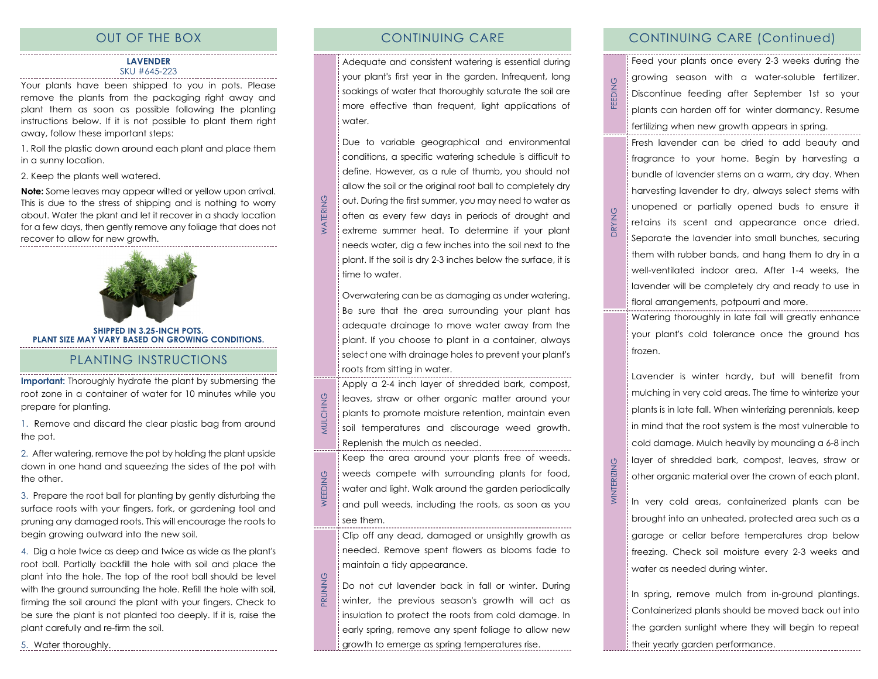## OUT OF THE BOX

**LAVENDER**
SKU #645-223

Your plants have been shipped to you in pots. Please remove the plants from the packaging right away and plant them as soon as possible following the planting instructions below. If it is not possible to plant them right away, follow these important steps:

1. Roll the plastic down around each plant and place them in a sunny location.
2. Keep the plants well watered.

**Note:** Some leaves may appear wilted or yellow upon arrival. This is due to the stress of shipping and is nothing to worry about. Water the plant and let it recover in a shady location for a few days, then gently remove any foliage that does not recover to allow for new growth.

**SHIPPED IN 3.25-INCH POTS.**
**PLANT SIZE MAY VARY BASED ON GROWING CONDITIONS.**

## PLANTING INSTRUCTIONS

**Important:** Thoroughly hydrate the plant by submersing the root zone in a container of water for 10 minutes while you prepare for planting.

1. Remove and discard the clear plastic bag from around the pot.
2. After watering, remove the pot by holding the plant upside down in one hand and squeezing the sides of the pot with the other.
3. Prepare the root ball for planting by gently disturbing the surface roots with your fingers, fork, or gardening tool and pruning any damaged roots. This will encourage the roots to begin growing outward into the new soil.
4. Dig a hole twice as deep and twice as wide as the plant's root ball. Partially backfill the hole with soil and place the plant into the hole. The top of the root ball should be level with the ground surrounding the hole. Refill the hole with soil, firming the soil around the plant with your fingers. Check to be sure the plant is not planted too deeply. If it is, raise the plant carefully and re-firm the soil.
5. Water thoroughly.

## CONTINUING CARE

### WATERING

Adequate and consistent watering is essential during your plant's first year in the garden. Infrequent, long soakings of water that thoroughly saturate the soil are more effective than frequent, light applications of water.

Due to variable geographical and environmental conditions, a specific watering schedule is difficult to define. However, as a rule of thumb, you should not allow the soil or the original root ball to completely dry out. During the first summer, you may need to water as often as every few days in periods of drought and extreme summer heat. To determine if your plant needs water, dig a few inches into the soil next to the plant. If the soil is dry 2-3 inches below the surface, it is time to water.

Overwatering can be as damaging as under watering. Be sure that the area surrounding your plant has adequate drainage to move water away from the plant. If you choose to plant in a container, always select one with drainage holes to prevent your plant's roots from sitting in water.

### MULCHING

Apply a 2-4 inch layer of shredded bark, compost, leaves, straw or other organic matter around your plants to promote moisture retention, maintain even soil temperatures and discourage weed growth. Replenish the mulch as needed.

### WEEDING

Keep the area around your plants free of weeds. weeds compete with surrounding plants for food, water and light. Walk around the garden periodically and pull weeds, including the roots, as soon as you see them.

### PRUNING

Clip off any dead, damaged or unsightly growth as needed. Remove spent flowers as blooms fade to maintain a tidy appearance.

Do not cut lavender back in fall or winter. During winter, the previous season's growth will act as insulation to protect the roots from cold damage. In early spring, remove any spent foliage to allow new growth to emerge as spring temperatures rise.

## CONTINUING CARE (Continued)

### FEEDING

Feed your plants once every 2-3 weeks during the growing season with a water-soluble fertilizer. Discontinue feeding after September 1st so your plants can harden off for winter dormancy. Resume fertilizing when new growth appears in spring.

### DRYING

Fresh lavender can be dried to add beauty and fragrance to your home. Begin by harvesting a bundle of lavender stems on a warm, dry day. When harvesting lavender to dry, always select stems with unopened or partially opened buds to ensure it retains its scent and appearance once dried. Separate the lavender into small bunches, securing them with rubber bands, and hang them to dry in a well-ventilated indoor area. After 1-4 weeks, the lavender will be completely dry and ready to use in floral arrangements, potpourri and more.

### WINTERIZING

Watering thoroughly in late fall will greatly enhance your plant's cold tolerance once the ground has frozen.

Lavender is winter hardy, but will benefit from mulching in very cold areas. The time to winterize your plants is in late fall. When winterizing perennials, keep in mind that the root system is the most vulnerable to cold damage. Mulch heavily by mounding a 6-8 inch layer of shredded bark, compost, leaves, straw or other organic material over the crown of each plant.

In very cold areas, containerized plants can be brought into an unheated, protected area such as a garage or cellar before temperatures drop below freezing. Check soil moisture every 2-3 weeks and water as needed during winter.

In spring, remove mulch from in-ground plantings. Containerized plants should be moved back out into the garden sunlight where they will begin to repeat their yearly garden performance.